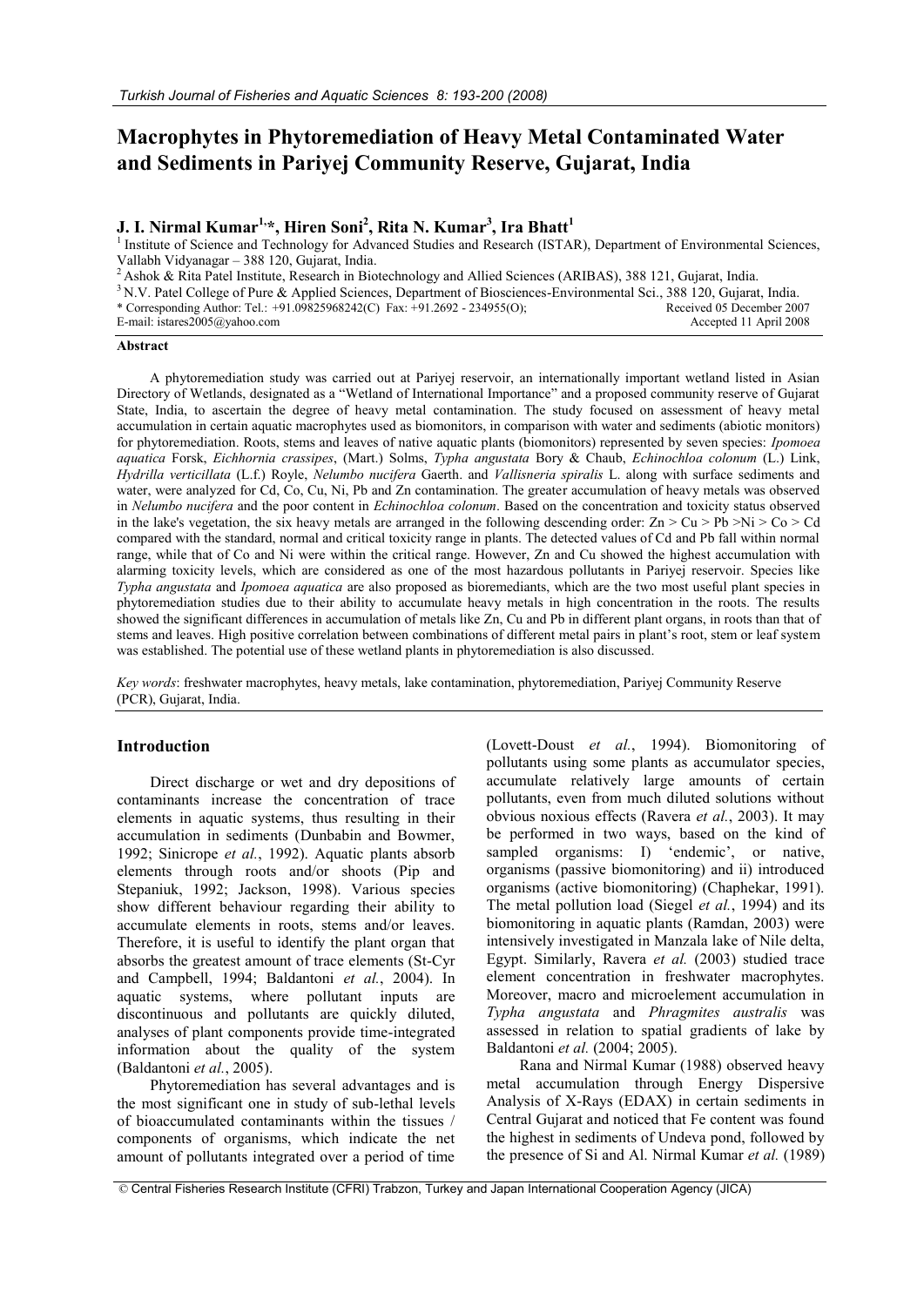# Macrophytes in Phytoremediation of Heavy Metal Contaminated Water and Sediments in Pariyej Community Reserve, Gujarat, India

**J. I. Nirmal Kumar[1,*], Hiren Soni[2], Rita N. Kumar[3], Ira Bhatt[1]**

[1] Institute of Science and Technology for Advanced Studies and Research (ISTAR), Department of Environmental Sciences, Vallabh Vidyanagar – 388 120, Gujarat, India.

[2] Ashok & Rita Patel Institute, Research in Biotechnology and Allied Sciences (ARIBAS), 388 121, Gujarat, India.

[3] N.V. Patel College of Pure & Applied Sciences, Department of Biosciences-Environmental Sci., 388 120, Gujarat, India.

\* Corresponding Author: Tel.: +91.09825968242(C) Fax: +91.2692 - 234955(O); E-mail: istares2005@yahoo.com

Received 05 December 2007
Accepted 11 April 2008

## Abstract

A phytoremediation study was carried out at Pariyej reservoir, an internationally important wetland listed in Asian Directory of Wetlands, designated as a "Wetland of International Importance" and a proposed community reserve of Gujarat State, India, to ascertain the degree of heavy metal contamination. The study focused on assessment of heavy metal accumulation in certain aquatic macrophytes used as biomonitors, in comparison with water and sediments (abiotic monitors) for phytoremediation. Roots, stems and leaves of native aquatic plants (biomonitors) represented by seven species: *Ipomoea aquatica* Forsk, *Eichhornia crassipes*, (Mart.) Solms, *Typha angustata* Bory & Chaub, *Echinochloa colonum* (L.) Link, *Hydrilla verticillata* (L.f.) Royle, *Nelumbo nucifera* Gaerth. and *Vallisneria spiralis* L. along with surface sediments and water, were analyzed for Cd, Co, Cu, Ni, Pb and Zn contamination. The greater accumulation of heavy metals was observed in *Nelumbo nucifera* and the poor content in *Echinochloa colonum*. Based on the concentration and toxicity status observed in the lake's vegetation, the six heavy metals are arranged in the following descending order: Zn > Cu > Pb >Ni > Co > Cd compared with the standard, normal and critical toxicity range in plants. The detected values of Cd and Pb fall within normal range, while that of Co and Ni were within the critical range. However, Zn and Cu showed the highest accumulation with alarming toxicity levels, which are considered as one of the most hazardous pollutants in Pariyej reservoir. Species like *Typha angustata* and *Ipomoea aquatica* are also proposed as bioremediants, which are the two most useful plant species in phytoremediation studies due to their ability to accumulate heavy metals in high concentration in the roots. The results showed the significant differences in accumulation of metals like Zn, Cu and Pb in different plant organs, in roots than that of stems and leaves. High positive correlation between combinations of different metal pairs in plant's root, stem or leaf system was established. The potential use of these wetland plants in phytoremediation is also discussed.

*Key words*: freshwater macrophytes, heavy metals, lake contamination, phytoremediation, Pariyej Community Reserve (PCR), Gujarat, India.

## Introduction

Direct discharge or wet and dry depositions of contaminants increase the concentration of trace elements in aquatic systems, thus resulting in their accumulation in sediments (Dunbabin and Bowmer, 1992; Sinicrope *et al.*, 1992). Aquatic plants absorb elements through roots and/or shoots (Pip and Stepaniuk, 1992; Jackson, 1998). Various species show different behaviour regarding their ability to accumulate elements in roots, stems and/or leaves. Therefore, it is useful to identify the plant organ that absorbs the greatest amount of trace elements (St-Cyr and Campbell, 1994; Baldantoni *et al.*, 2004). In aquatic systems, where pollutant inputs are discontinuous and pollutants are quickly diluted, analyses of plant components provide time-integrated information about the quality of the system (Baldantoni *et al.*, 2005).

Phytoremediation has several advantages and is the most significant one in study of sub-lethal levels of bioaccumulated contaminants within the tissues / components of organisms, which indicate the net amount of pollutants integrated over a period of time (Lovett-Doust *et al.*, 1994). Biomonitoring of pollutants using some plants as accumulator species, accumulate relatively large amounts of certain pollutants, even from much diluted solutions without obvious noxious effects (Ravera *et al.*, 2003). It may be performed in two ways, based on the kind of sampled organisms: I) 'endemic', or native, organisms (passive biomonitoring) and ii) introduced organisms (active biomonitoring) (Chaphekar, 1991). The metal pollution load (Siegel *et al.*, 1994) and its biomonitoring in aquatic plants (Ramdan, 2003) were intensively investigated in Manzala lake of Nile delta, Egypt. Similarly, Ravera *et al.* (2003) studied trace element concentration in freshwater macrophytes. Moreover, macro and microelement accumulation in *Typha angustata* and *Phragmites australis* was assessed in relation to spatial gradients of lake by Baldantoni *et al.* (2004; 2005).

Rana and Nirmal Kumar (1988) observed heavy metal accumulation through Energy Dispersive Analysis of X-Rays (EDAX) in certain sediments in Central Gujarat and noticed that Fe content was found the highest in sediments of Undeva pond, followed by the presence of Si and Al. Nirmal Kumar *et al.* (1989)

© Central Fisheries Research Institute (CFRI) Trabzon, Turkey and Japan International Cooperation Agency (JICA)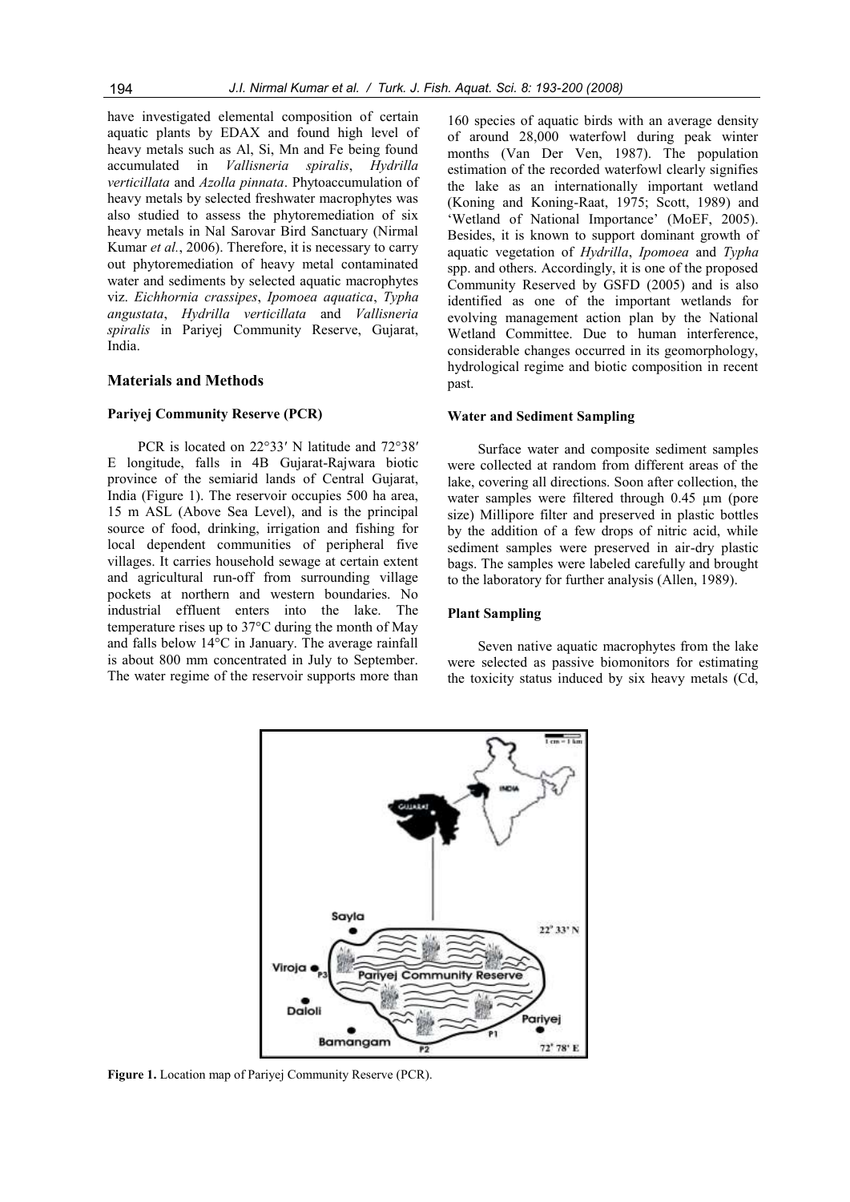have investigated elemental composition of certain aquatic plants by EDAX and found high level of heavy metals such as Al, Si, Mn and Fe being found accumulated in *Vallisneria spiralis*, *Hydrilla verticillata* and *Azolla pinnata*. Phytoaccumulation of heavy metals by selected freshwater macrophytes was also studied to assess the phytoremediation of six heavy metals in Nal Sarovar Bird Sanctuary (Nirmal Kumar *et al.*, 2006). Therefore, it is necessary to carry out phytoremediation of heavy metal contaminated water and sediments by selected aquatic macrophytes viz. *Eichhornia crassipes*, *Ipomoea aquatica*, *Typha angustata*, *Hydrilla verticillata* and *Vallisneria spiralis* in Pariyej Community Reserve, Gujarat, India.

## Materials and Methods

### Pariyej Community Reserve (PCR)

PCR is located on 22°33′ N latitude and 72°38′ E longitude, falls in 4B Gujarat-Rajwara biotic province of the semiarid lands of Central Gujarat, India (Figure 1). The reservoir occupies 500 ha area, 15 m ASL (Above Sea Level), and is the principal source of food, drinking, irrigation and fishing for local dependent communities of peripheral five villages. It carries household sewage at certain extent and agricultural run-off from surrounding village pockets at northern and western boundaries. No industrial effluent enters into the lake. The temperature rises up to 37°C during the month of May and falls below 14°C in January. The average rainfall is about 800 mm concentrated in July to September. The water regime of the reservoir supports more than 160 species of aquatic birds with an average density of around 28,000 waterfowl during peak winter months (Van Der Ven, 1987). The population estimation of the recorded waterfowl clearly signifies the lake as an internationally important wetland (Koning and Koning-Raat, 1975; Scott, 1989) and 'Wetland of National Importance' (MoEF, 2005). Besides, it is known to support dominant growth of aquatic vegetation of *Hydrilla*, *Ipomoea* and *Typha* spp. and others. Accordingly, it is one of the proposed Community Reserved by GSFD (2005) and is also identified as one of the important wetlands for evolving management action plan by the National Wetland Committee. Due to human interference, considerable changes occurred in its geomorphology, hydrological regime and biotic composition in recent past.

### Water and Sediment Sampling

Surface water and composite sediment samples were collected at random from different areas of the lake, covering all directions. Soon after collection, the water samples were filtered through 0.45 µm (pore size) Millipore filter and preserved in plastic bottles by the addition of a few drops of nitric acid, while sediment samples were preserved in air-dry plastic bags. The samples were labeled carefully and brought to the laboratory for further analysis (Allen, 1989).

### Plant Sampling

Seven native aquatic macrophytes from the lake were selected as passive biomonitors for estimating the toxicity status induced by six heavy metals (Cd,

**Figure 1.** Location map of Pariyej Community Reserve (PCR).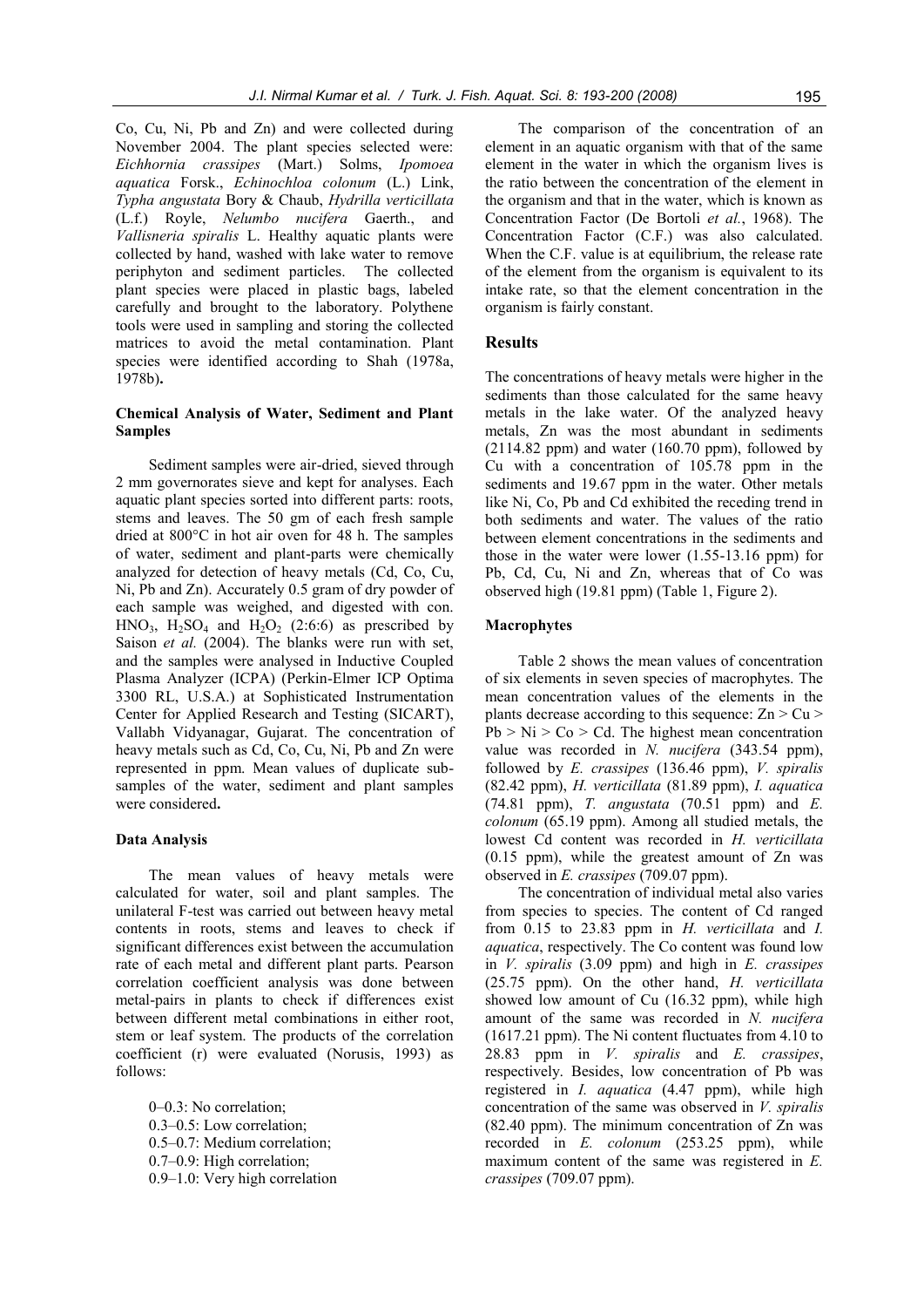Co, Cu, Ni, Pb and Zn) and were collected during November 2004. The plant species selected were: *Eichhornia crassipes* (Mart.) Solms, *Ipomoea aquatica* Forsk., *Echinochloa colonum* (L.) Link, *Typha angustata* Bory & Chaub, *Hydrilla verticillata* (L.f.) Royle, *Nelumbo nucifera* Gaerth., and *Vallisneria spiralis* L. Healthy aquatic plants were collected by hand, washed with lake water to remove periphyton and sediment particles. The collected plant species were placed in plastic bags, labeled carefully and brought to the laboratory. Polythene tools were used in sampling and storing the collected matrices to avoid the metal contamination. Plant species were identified according to Shah (1978a, 1978b)**.**

### Chemical Analysis of Water, Sediment and Plant Samples

Sediment samples were air-dried, sieved through 2 mm governorates sieve and kept for analyses. Each aquatic plant species sorted into different parts: roots, stems and leaves. The 50 gm of each fresh sample dried at 800°C in hot air oven for 48 h. The samples of water, sediment and plant-parts were chemically analyzed for detection of heavy metals (Cd, Co, Cu, Ni, Pb and Zn). Accurately 0.5 gram of dry powder of each sample was weighed, and digested with con. $HNO_3$, $H_2SO_4$ and $H_2O_2$ (2:6:6) as prescribed by Saison *et al.* (2004). The blanks were run with set, and the samples were analysed in Inductive Coupled Plasma Analyzer (ICPA) (Perkin-Elmer ICP Optima 3300 RL, U.S.A.) at Sophisticated Instrumentation Center for Applied Research and Testing (SICART), Vallabh Vidyanagar, Gujarat. The concentration of heavy metals such as Cd, Co, Cu, Ni, Pb and Zn were represented in ppm. Mean values of duplicate sub-samples of the water, sediment and plant samples were considered**.**

### Data Analysis

The mean values of heavy metals were calculated for water, soil and plant samples. The unilateral F-test was carried out between heavy metal contents in roots, stems and leaves to check if significant differences exist between the accumulation rate of each metal and different plant parts. Pearson correlation coefficient analysis was done between metal-pairs in plants to check if differences exist between different metal combinations in either root, stem or leaf system. The products of the correlation coefficient (r) were evaluated (Norusis, 1993) as follows:

0–0.3: No correlation;
0.3–0.5: Low correlation;
0.5–0.7: Medium correlation;
0.7–0.9: High correlation;
0.9–1.0: Very high correlation

The comparison of the concentration of an element in an aquatic organism with that of the same element in the water in which the organism lives is the ratio between the concentration of the element in the organism and that in the water, which is known as Concentration Factor (De Bortoli *et al.*, 1968). The Concentration Factor (C.F.) was also calculated. When the C.F. value is at equilibrium, the release rate of the element from the organism is equivalent to its intake rate, so that the element concentration in the organism is fairly constant.

## Results

The concentrations of heavy metals were higher in the sediments than those calculated for the same heavy metals in the lake water. Of the analyzed heavy metals, Zn was the most abundant in sediments (2114.82 ppm) and water (160.70 ppm), followed by Cu with a concentration of 105.78 ppm in the sediments and 19.67 ppm in the water. Other metals like Ni, Co, Pb and Cd exhibited the receding trend in both sediments and water. The values of the ratio between element concentrations in the sediments and those in the water were lower (1.55-13.16 ppm) for Pb, Cd, Cu, Ni and Zn, whereas that of Co was observed high (19.81 ppm) (Table 1, Figure 2).

### Macrophytes

Table 2 shows the mean values of concentration of six elements in seven species of macrophytes. The mean concentration values of the elements in the plants decrease according to this sequence: Zn > Cu > Pb > Ni > Co > Cd. The highest mean concentration value was recorded in *N. nucifera* (343.54 ppm), followed by *E. crassipes* (136.46 ppm), *V. spiralis* (82.42 ppm), *H. verticillata* (81.89 ppm), *I. aquatica* (74.81 ppm), *T. angustata* (70.51 ppm) and *E. colonum* (65.19 ppm). Among all studied metals, the lowest Cd content was recorded in *H. verticillata* (0.15 ppm), while the greatest amount of Zn was observed in *E. crassipes* (709.07 ppm).

The concentration of individual metal also varies from species to species. The content of Cd ranged from 0.15 to 23.83 ppm in *H. verticillata* and *I. aquatica*, respectively. The Co content was found low in *V. spiralis* (3.09 ppm) and high in *E. crassipes* (25.75 ppm). On the other hand, *H. verticillata* showed low amount of Cu (16.32 ppm), while high amount of the same was recorded in *N. nucifera* (1617.21 ppm). The Ni content fluctuates from 4.10 to 28.83 ppm in *V. spiralis* and *E. crassipes*, respectively. Besides, low concentration of Pb was registered in *I. aquatica* (4.47 ppm), while high concentration of the same was observed in *V. spiralis* (82.40 ppm). The minimum concentration of Zn was recorded in *E. colonum* (253.25 ppm), while maximum content of the same was registered in *E. crassipes* (709.07 ppm).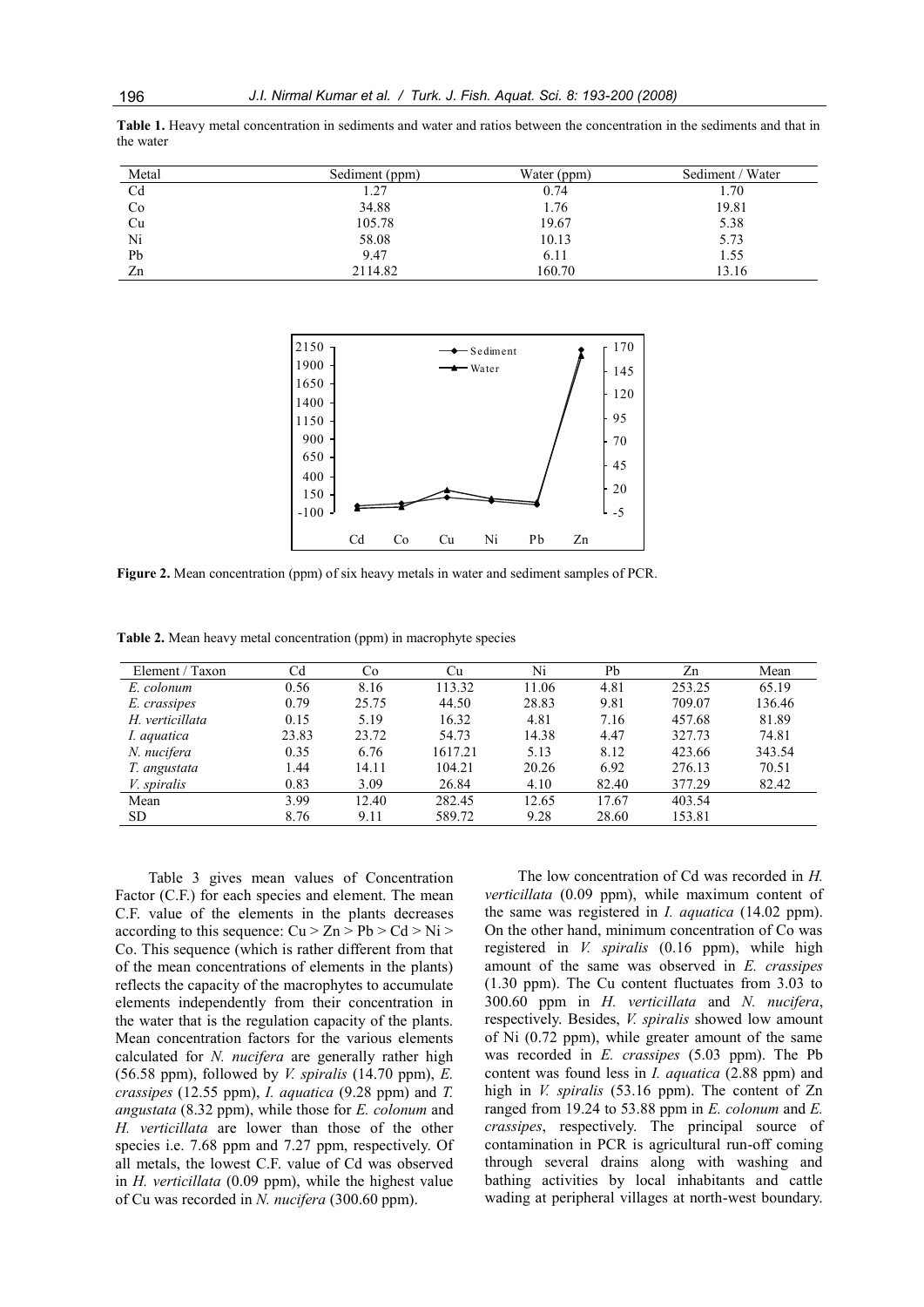**Table 1.** Heavy metal concentration in sediments and water and ratios between the concentration in the sediments and that in the water

| Metal | Sediment (ppm) | Water (ppm) | Sediment / Water |
|---|---|---|---|
| Cd | 1.27 | 0.74 | 1.70 |
| Co | 34.88 | 1.76 | 19.81 |
| Cu | 105.78 | 19.67 | 5.38 |
| Ni | 58.08 | 10.13 | 5.73 |
| Pb | 9.47 | 6.11 | 1.55 |
| Zn | 2114.82 | 160.70 | 13.16 |

**Figure 2.** Mean concentration (ppm) of six heavy metals in water and sediment samples of PCR.

**Table 2.** Mean heavy metal concentration (ppm) in macrophyte species

| Element / Taxon | Cd | Co | Cu | Ni | Pb | Zn | Mean |
|---|---|---|---|---|---|---|---|
| *E. colonum* | 0.56 | 8.16 | 113.32 | 11.06 | 4.81 | 253.25 | 65.19 |
| *E. crassipes* | 0.79 | 25.75 | 44.50 | 28.83 | 9.81 | 709.07 | 136.46 |
| *H. verticillata* | 0.15 | 5.19 | 16.32 | 4.81 | 7.16 | 457.68 | 81.89 |
| *I. aquatica* | 23.83 | 23.72 | 54.73 | 14.38 | 4.47 | 327.73 | 74.81 |
| *N. nucifera* | 0.35 | 6.76 | 1617.21 | 5.13 | 8.12 | 423.66 | 343.54 |
| *T. angustata* | 1.44 | 14.11 | 104.21 | 20.26 | 6.92 | 276.13 | 70.51 |
| *V. spiralis* | 0.83 | 3.09 | 26.84 | 4.10 | 82.40 | 377.29 | 82.42 |
| Mean | 3.99 | 12.40 | 282.45 | 12.65 | 17.67 | 403.54 | |
| SD | 8.76 | 9.11 | 589.72 | 9.28 | 28.60 | 153.81 | |

Table 3 gives mean values of Concentration Factor (C.F.) for each species and element. The mean C.F. value of the elements in the plants decreases according to this sequence: Cu > Zn > Pb > Cd > Ni > Co. This sequence (which is rather different from that of the mean concentrations of elements in the plants) reflects the capacity of the macrophytes to accumulate elements independently from their concentration in the water that is the regulation capacity of the plants. Mean concentration factors for the various elements calculated for *N. nucifera* are generally rather high (56.58 ppm), followed by *V. spiralis* (14.70 ppm), *E. crassipes* (12.55 ppm), *I. aquatica* (9.28 ppm) and *T. angustata* (8.32 ppm), while those for *E. colonum* and *H. verticillata* are lower than those of the other species i.e. 7.68 ppm and 7.27 ppm, respectively. Of all metals, the lowest C.F. value of Cd was observed in *H. verticillata* (0.09 ppm), while the highest value of Cu was recorded in *N. nucifera* (300.60 ppm).

The low concentration of Cd was recorded in *H. verticillata* (0.09 ppm), while maximum content of the same was registered in *I. aquatica* (14.02 ppm). On the other hand, minimum concentration of Co was registered in *V. spiralis* (0.16 ppm), while high amount of the same was observed in *E. crassipes* (1.30 ppm). The Cu content fluctuates from 3.03 to 300.60 ppm in *H. verticillata* and *N. nucifera*, respectively. Besides, *V. spiralis* showed low amount of Ni (0.72 ppm), while greater amount of the same was recorded in *E. crassipes* (5.03 ppm). The Pb content was found less in *I. aquatica* (2.88 ppm) and high in *V. spiralis* (53.16 ppm). The content of Zn ranged from 19.24 to 53.88 ppm in *E. colonum* and *E. crassipes*, respectively. The principal source of contamination in PCR is agricultural run-off coming through several drains along with washing and bathing activities by local inhabitants and cattle wading at peripheral villages at north-west boundary.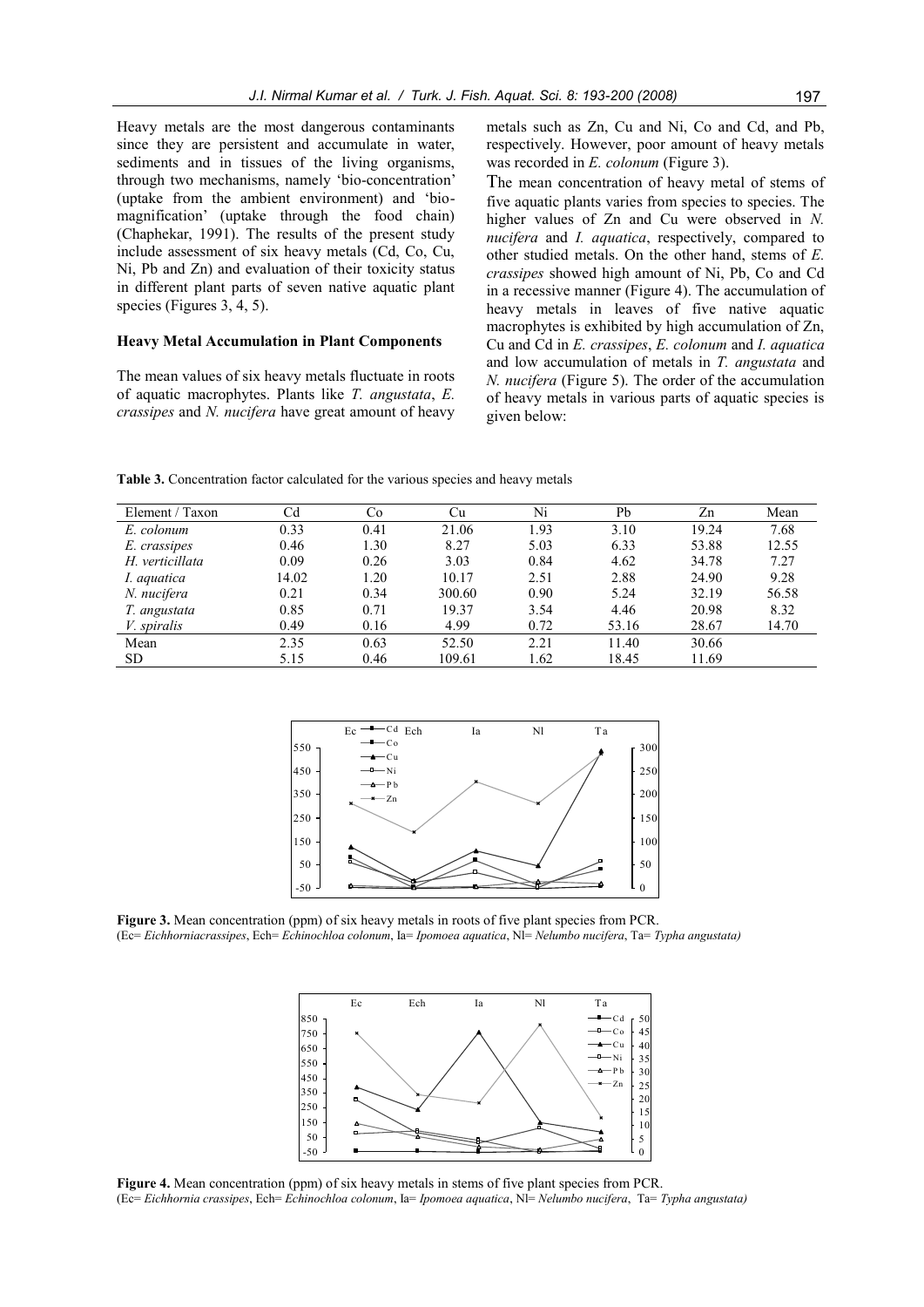Heavy metals are the most dangerous contaminants since they are persistent and accumulate in water, sediments and in tissues of the living organisms, through two mechanisms, namely 'bio-concentration' (uptake from the ambient environment) and 'bio-magnification' (uptake through the food chain) (Chaphekar, 1991). The results of the present study include assessment of six heavy metals (Cd, Co, Cu, Ni, Pb and Zn) and evaluation of their toxicity status in different plant parts of seven native aquatic plant species (Figures 3, 4, 5).

### Heavy Metal Accumulation in Plant Components

The mean values of six heavy metals fluctuate in roots of aquatic macrophytes. Plants like *T. angustata*, *E. crassipes* and *N. nucifera* have great amount of heavy metals such as Zn, Cu and Ni, Co and Cd, and Pb, respectively. However, poor amount of heavy metals was recorded in *E. colonum* (Figure 3).

The mean concentration of heavy metal of stems of five aquatic plants varies from species to species. The higher values of Zn and Cu were observed in *N. nucifera* and *I. aquatica*, respectively, compared to other studied metals. On the other hand, stems of *E. crassipes* showed high amount of Ni, Pb, Co and Cd in a recessive manner (Figure 4). The accumulation of heavy metals in leaves of five native aquatic macrophytes is exhibited by high accumulation of Zn, Cu and Cd in *E. crassipes*, *E. colonum* and *I. aquatica* and low accumulation of metals in *T. angustata* and *N. nucifera* (Figure 5). The order of the accumulation of heavy metals in various parts of aquatic species is given below:

**Table 3.** Concentration factor calculated for the various species and heavy metals

| Element / Taxon | Cd | Co | Cu | Ni | Pb | Zn | Mean |
|---|---|---|---|---|---|---|---|
| *E. colonum* | 0.33 | 0.41 | 21.06 | 1.93 | 3.10 | 19.24 | 7.68 |
| *E. crassipes* | 0.46 | 1.30 | 8.27 | 5.03 | 6.33 | 53.88 | 12.55 |
| *H. verticillata* | 0.09 | 0.26 | 3.03 | 0.84 | 4.62 | 34.78 | 7.27 |
| *I. aquatica* | 14.02 | 1.20 | 10.17 | 2.51 | 2.88 | 24.90 | 9.28 |
| *N. nucifera* | 0.21 | 0.34 | 300.60 | 0.90 | 5.24 | 32.19 | 56.58 |
| *T. angustata* | 0.85 | 0.71 | 19.37 | 3.54 | 4.46 | 20.98 | 8.32 |
| *V. spiralis* | 0.49 | 0.16 | 4.99 | 0.72 | 53.16 | 28.67 | 14.70 |
| Mean | 2.35 | 0.63 | 52.50 | 2.21 | 11.40 | 30.66 | |
| SD | 5.15 | 0.46 | 109.61 | 1.62 | 18.45 | 11.69 | |

**Figure 3.** Mean concentration (ppm) of six heavy metals in roots of five plant species from PCR.
(Ec= *Eichhorniacrassipes*, Ech= *Echinochloa colonum*, Ia= *Ipomoea aquatica*, Nl= *Nelumbo nucifera*, Ta= *Typha angustata)*

**Figure 4.** Mean concentration (ppm) of six heavy metals in stems of five plant species from PCR.
(Ec= *Eichhornia crassipes*, Ech= *Echinochloa colonum*, Ia= *Ipomoea aquatica*, Nl= *Nelumbo nucifera*, Ta= *Typha angustata)*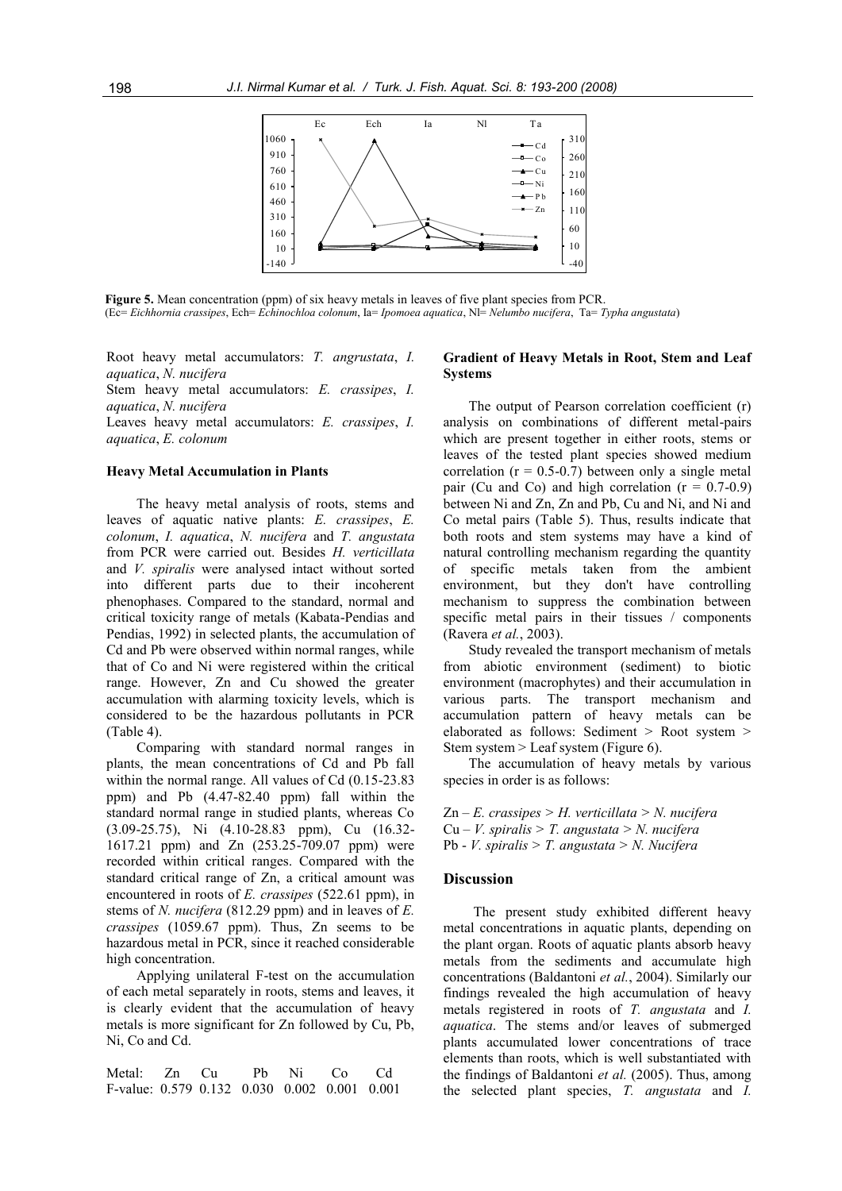**Figure 5.** Mean concentration (ppm) of six heavy metals in leaves of five plant species from PCR.
(Ec= *Eichhornia crassipes*, Ech= *Echinochloa colonum*, Ia= *Ipomoea aquatica*, Nl= *Nelumbo nucifera*, Ta= *Typha angustata*)

Root heavy metal accumulators: *T. angrustata*, *I. aquatica*, *N. nucifera*
Stem heavy metal accumulators: *E. crassipes*, *I. aquatica*, *N. nucifera*
Leaves heavy metal accumulators: *E. crassipes*, *I. aquatica*, *E. colonum*

### Heavy Metal Accumulation in Plants

The heavy metal analysis of roots, stems and leaves of aquatic native plants: *E. crassipes*, *E. colonum*, *I. aquatica*, *N. nucifera* and *T. angustata* from PCR were carried out. Besides *H. verticillata* and *V. spiralis* were analysed intact without sorted into different parts due to their incoherent phenophases. Compared to the standard, normal and critical toxicity range of metals (Kabata-Pendias and Pendias, 1992) in selected plants, the accumulation of Cd and Pb were observed within normal ranges, while that of Co and Ni were registered within the critical range. However, Zn and Cu showed the greater accumulation with alarming toxicity levels, which is considered to be the hazardous pollutants in PCR (Table 4).

Comparing with standard normal ranges in plants, the mean concentrations of Cd and Pb fall within the normal range. All values of Cd (0.15-23.83 ppm) and Pb (4.47-82.40 ppm) fall within the standard normal range in studied plants, whereas Co (3.09-25.75), Ni (4.10-28.83 ppm), Cu (16.32-1617.21 ppm) and Zn (253.25-709.07 ppm) were recorded within critical ranges. Compared with the standard critical range of Zn, a critical amount was encountered in roots of *E. crassipes* (522.61 ppm), in stems of *N. nucifera* (812.29 ppm) and in leaves of *E. crassipes* (1059.67 ppm). Thus, Zn seems to be hazardous metal in PCR, since it reached considerable high concentration.

Applying unilateral F-test on the accumulation of each metal separately in roots, stems and leaves, it is clearly evident that the accumulation of heavy metals is more significant for Zn followed by Cu, Pb, Ni, Co and Cd.

| Metal: | Zn | Cu | Pb | Ni | Co | Cd |
|---|---|---|---|---|---|---|
| F-value: | 0.579 | 0.132 | 0.030 | 0.002 | 0.001 | 0.001 |

### Gradient of Heavy Metals in Root, Stem and Leaf Systems

The output of Pearson correlation coefficient (r) analysis on combinations of different metal-pairs which are present together in either roots, stems or leaves of the tested plant species showed medium correlation ($r = 0.5$-$0.7$) between only a single metal pair (Cu and Co) and high correlation ($r = 0.7$-$0.9$) between Ni and Zn, Zn and Pb, Cu and Ni, and Ni and Co metal pairs (Table 5). Thus, results indicate that both roots and stem systems may have a kind of natural controlling mechanism regarding the quantity of specific metals taken from the ambient environment, but they don't have controlling mechanism to suppress the combination between specific metal pairs in their tissues / components (Ravera *et al.*, 2003).

Study revealed the transport mechanism of metals from abiotic environment (sediment) to biotic environment (macrophytes) and their accumulation in various parts. The transport mechanism and accumulation pattern of heavy metals can be elaborated as follows: Sediment > Root system > Stem system > Leaf system (Figure 6).

The accumulation of heavy metals by various species in order is as follows:

Zn – *E. crassipes* > *H. verticillata* > *N. nucifera*
Cu – *V. spiralis* > *T. angustata* > *N. nucifera*
Pb - *V. spiralis* > *T. angustata* > *N. Nucifera*

## Discussion

The present study exhibited different heavy metal concentrations in aquatic plants, depending on the plant organ. Roots of aquatic plants absorb heavy metals from the sediments and accumulate high concentrations (Baldantoni *et al.*, 2004). Similarly our findings revealed the high accumulation of heavy metals registered in roots of *T. angustata* and *I. aquatica*. The stems and/or leaves of submerged plants accumulated lower concentrations of trace elements than roots, which is well substantiated with the findings of Baldantoni *et al.* (2005). Thus, among the selected plant species, *T. angustata* and *I.*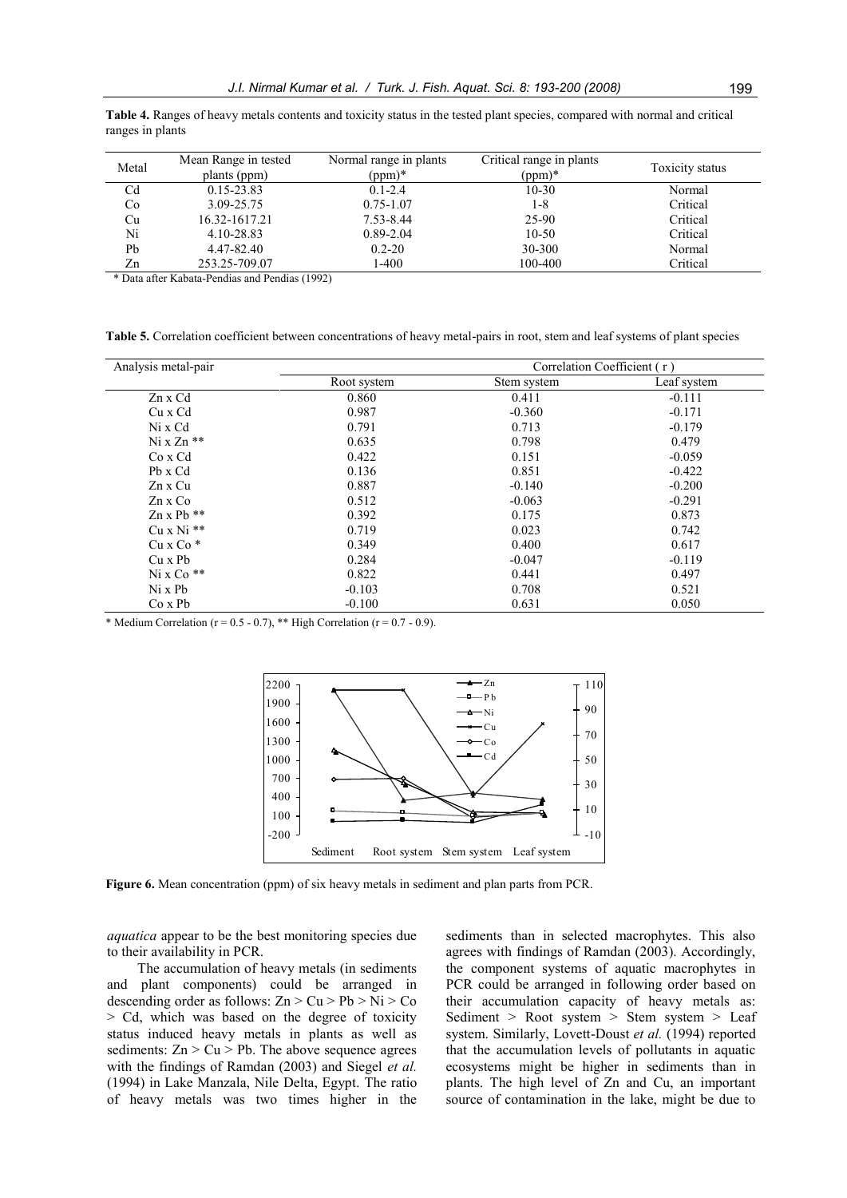**Table 4.** Ranges of heavy metals contents and toxicity status in the tested plant species, compared with normal and critical ranges in plants

| Metal | Mean Range in tested plants (ppm) | Normal range in plants (ppm)* | Critical range in plants (ppm)* | Toxicity status |
|---|---|---|---|---|
| Cd | 0.15-23.83 | 0.1-2.4 | 10-30 | Normal |
| Co | 3.09-25.75 | 0.75-1.07 | 1-8 | Critical |
| Cu | 16.32-1617.21 | 7.53-8.44 | 25-90 | Critical |
| Ni | 4.10-28.83 | 0.89-2.04 | 10-50 | Critical |
| Pb | 4.47-82.40 | 0.2-20 | 30-300 | Normal |
| Zn | 253.25-709.07 | 1-400 | 100-400 | Critical |

\* Data after Kabata-Pendias and Pendias (1992)

**Table 5.** Correlation coefficient between concentrations of heavy metal-pairs in root, stem and leaf systems of plant species

| Analysis metal-pair | Correlation Coefficient ( r ) | | |
|---|---|---|---|
| | Root system | Stem system | Leaf system |
| Zn x Cd | 0.860 | 0.411 | -0.111 |
| Cu x Cd | 0.987 | -0.360 | -0.171 |
| Ni x Cd | 0.791 | 0.713 | -0.179 |
| Ni x Zn ** | 0.635 | 0.798 | 0.479 |
| Co x Cd | 0.422 | 0.151 | -0.059 |
| Pb x Cd | 0.136 | 0.851 | -0.422 |
| Zn x Cu | 0.887 | -0.140 | -0.200 |
| Zn x Co | 0.512 | -0.063 | -0.291 |
| Zn x Pb ** | 0.392 | 0.175 | 0.873 |
| Cu x Ni ** | 0.719 | 0.023 | 0.742 |
| Cu x Co * | 0.349 | 0.400 | 0.617 |
| Cu x Pb | 0.284 | -0.047 | -0.119 |
| Ni x Co ** | 0.822 | 0.441 | 0.497 |
| Ni x Pb | -0.103 | 0.708 | 0.521 |
| Co x Pb | -0.100 | 0.631 | 0.050 |

\* Medium Correlation (r = 0.5 - 0.7), ** High Correlation (r = 0.7 - 0.9).

**Figure 6.** Mean concentration (ppm) of six heavy metals in sediment and plan parts from PCR.

*aquatica* appear to be the best monitoring species due to their availability in PCR.

The accumulation of heavy metals (in sediments and plant components) could be arranged in descending order as follows: Zn > Cu > Pb > Ni > Co > Cd, which was based on the degree of toxicity status induced heavy metals in plants as well as sediments: Zn > Cu > Pb. The above sequence agrees with the findings of Ramdan (2003) and Siegel *et al.* (1994) in Lake Manzala, Nile Delta, Egypt. The ratio of heavy metals was two times higher in the sediments than in selected macrophytes. This also agrees with findings of Ramdan (2003). Accordingly, the component systems of aquatic macrophytes in PCR could be arranged in following order based on their accumulation capacity of heavy metals as: Sediment > Root system > Stem system > Leaf system. Similarly, Lovett-Doust *et al.* (1994) reported that the accumulation levels of pollutants in aquatic ecosystems might be higher in sediments than in plants. The high level of Zn and Cu, an important source of contamination in the lake, might be due to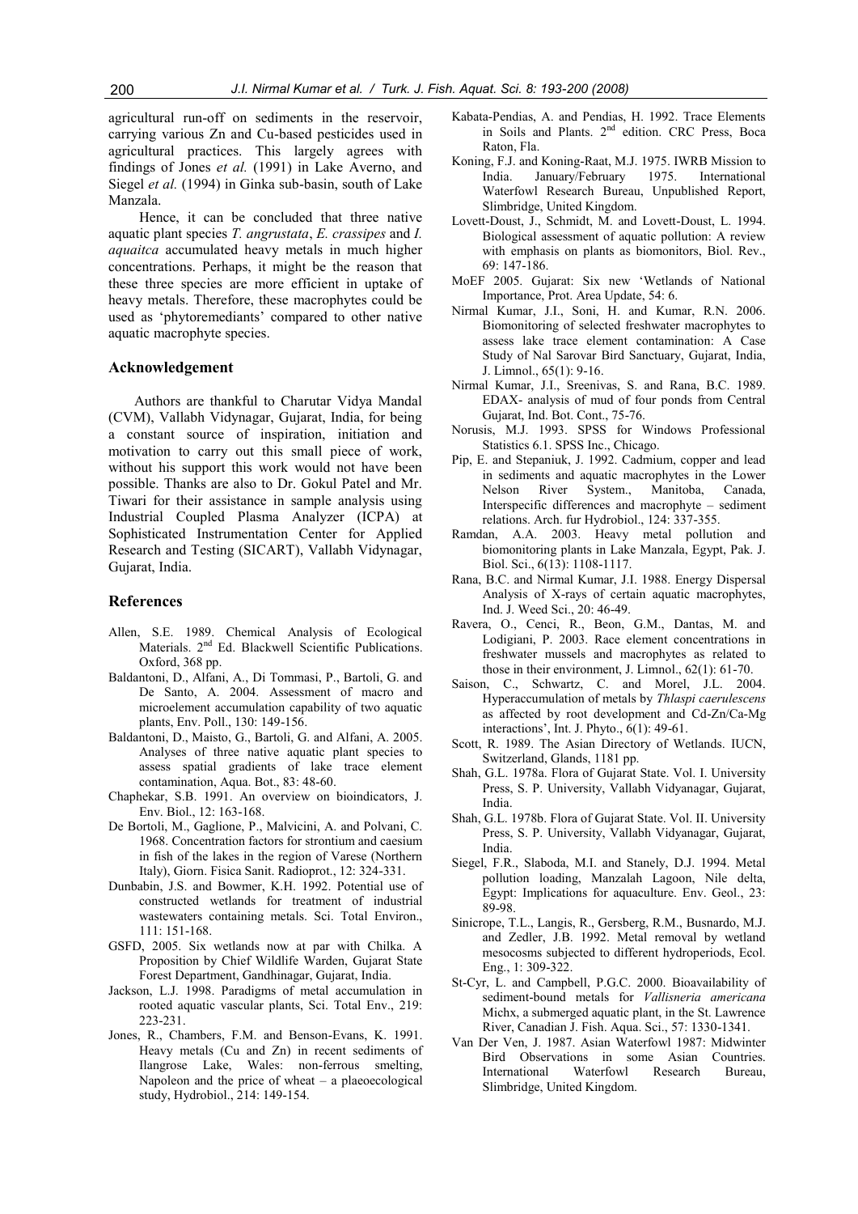agricultural run-off on sediments in the reservoir, carrying various Zn and Cu-based pesticides used in agricultural practices. This largely agrees with findings of Jones *et al.* (1991) in Lake Averno, and Siegel *et al.* (1994) in Ginka sub-basin, south of Lake Manzala.

Hence, it can be concluded that three native aquatic plant species *T. angrustata*, *E. crassipes* and *I. aquaitca* accumulated heavy metals in much higher concentrations. Perhaps, it might be the reason that these three species are more efficient in uptake of heavy metals. Therefore, these macrophytes could be used as 'phytoremediants' compared to other native aquatic macrophyte species.

## Acknowledgement

Authors are thankful to Charutar Vidya Mandal (CVM), Vallabh Vidynagar, Gujarat, India, for being a constant source of inspiration, initiation and motivation to carry out this small piece of work, without his support this work would not have been possible. Thanks are also to Dr. Gokul Patel and Mr. Tiwari for their assistance in sample analysis using Industrial Coupled Plasma Analyzer (ICPA) at Sophisticated Instrumentation Center for Applied Research and Testing (SICART), Vallabh Vidynagar, Gujarat, India.

## References

Allen, S.E. 1989. Chemical Analysis of Ecological Materials. 2nd Ed. Blackwell Scientific Publications. Oxford, 368 pp.

Baldantoni, D., Alfani, A., Di Tommasi, P., Bartoli, G. and De Santo, A. 2004. Assessment of macro and microelement accumulation capability of two aquatic plants, Env. Poll., 130: 149-156.

Baldantoni, D., Maisto, G., Bartoli, G. and Alfani, A. 2005. Analyses of three native aquatic plant species to assess spatial gradients of lake trace element contamination, Aqua. Bot., 83: 48-60.

Chaphekar, S.B. 1991. An overview on bioindicators, J. Env. Biol., 12: 163-168.

De Bortoli, M., Gaglione, P., Malvicini, A. and Polvani, C. 1968. Concentration factors for strontium and caesium in fish of the lakes in the region of Varese (Northern Italy), Giorn. Fisica Sanit. Radioprot., 12: 324-331.

Dunbabin, J.S. and Bowmer, K.H. 1992. Potential use of constructed wetlands for treatment of industrial wastewaters containing metals. Sci. Total Environ., 111: 151-168.

GSFD, 2005. Six wetlands now at par with Chilka. A Proposition by Chief Wildlife Warden, Gujarat State Forest Department, Gandhinagar, Gujarat, India.

Jackson, L.J. 1998. Paradigms of metal accumulation in rooted aquatic vascular plants, Sci. Total Env., 219: 223-231.

Jones, R., Chambers, F.M. and Benson-Evans, K. 1991. Heavy metals (Cu and Zn) in recent sediments of Ilangrose Lake, Wales: non-ferrous smelting, Napoleon and the price of wheat – a plaeoecological study, Hydrobiol., 214: 149-154.

Kabata-Pendias, A. and Pendias, H. 1992. Trace Elements in Soils and Plants. 2nd edition. CRC Press, Boca Raton, Fla.

Koning, F.J. and Koning-Raat, M.J. 1975. IWRB Mission to India. January/February 1975. International Waterfowl Research Bureau, Unpublished Report, Slimbridge, United Kingdom.

Lovett-Doust, J., Schmidt, M. and Lovett-Doust, L. 1994. Biological assessment of aquatic pollution: A review with emphasis on plants as biomonitors, Biol. Rev., 69: 147-186.

MoEF 2005. Gujarat: Six new 'Wetlands of National Importance, Prot. Area Update, 54: 6.

Nirmal Kumar, J.I., Soni, H. and Kumar, R.N. 2006. Biomonitoring of selected freshwater macrophytes to assess lake trace element contamination: A Case Study of Nal Sarovar Bird Sanctuary, Gujarat, India, J. Limnol., 65(1): 9-16.

Nirmal Kumar, J.I., Sreenivas, S. and Rana, B.C. 1989. EDAX- analysis of mud of four ponds from Central Gujarat, Ind. Bot. Cont., 75-76.

Norusis, M.J. 1993. SPSS for Windows Professional Statistics 6.1. SPSS Inc., Chicago.

Pip, E. and Stepaniuk, J. 1992. Cadmium, copper and lead in sediments and aquatic macrophytes in the Lower Nelson River System., Manitoba, Canada, Interspecific differences and macrophyte – sediment relations. Arch. fur Hydrobiol., 124: 337-355.

Ramdan, A.A. 2003. Heavy metal pollution and biomonitoring plants in Lake Manzala, Egypt, Pak. J. Biol. Sci., 6(13): 1108-1117.

Rana, B.C. and Nirmal Kumar, J.I. 1988. Energy Dispersal Analysis of X-rays of certain aquatic macrophytes, Ind. J. Weed Sci., 20: 46-49.

Ravera, O., Cenci, R., Beon, G.M., Dantas, M. and Lodigiani, P. 2003. Race element concentrations in freshwater mussels and macrophytes as related to those in their environment, J. Limnol., 62(1): 61-70.

Saison, C., Schwartz, C. and Morel, J.L. 2004. Hyperaccumulation of metals by *Thlaspi caerulescens* as affected by root development and Cd-Zn/Ca-Mg interactions', Int. J. Phyto., 6(1): 49-61.

Scott, R. 1989. The Asian Directory of Wetlands. IUCN, Switzerland, Glands, 1181 pp.

Shah, G.L. 1978a. Flora of Gujarat State. Vol. I. University Press, S. P. University, Vallabh Vidyanagar, Gujarat, India.

Shah, G.L. 1978b. Flora of Gujarat State. Vol. II. University Press, S. P. University, Vallabh Vidyanagar, Gujarat, India.

Siegel, F.R., Slaboda, M.I. and Stanely, D.J. 1994. Metal pollution loading, Manzalah Lagoon, Nile delta, Egypt: Implications for aquaculture. Env. Geol., 23: 89-98.

Sinicrope, T.L., Langis, R., Gersberg, R.M., Busnardo, M.J. and Zedler, J.B. 1992. Metal removal by wetland mesocosms subjected to different hydroperiods, Ecol. Eng., 1: 309-322.

St-Cyr, L. and Campbell, P.G.C. 2000. Bioavailability of sediment-bound metals for *Vallisneria americana* Michx, a submerged aquatic plant, in the St. Lawrence River, Canadian J. Fish. Aqua. Sci., 57: 1330-1341.

Van Der Ven, J. 1987. Asian Waterfowl 1987: Midwinter Bird Observations in some Asian Countries. International Waterfowl Research Bureau, Slimbridge, United Kingdom.